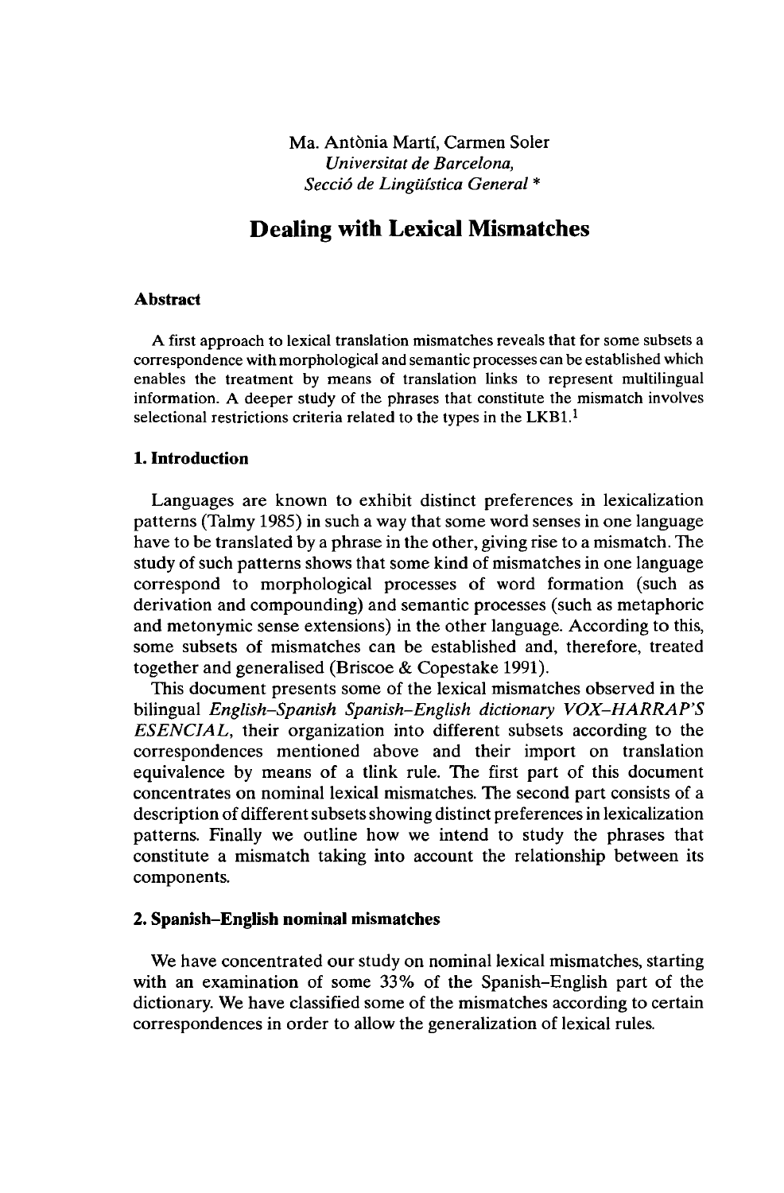Ma. Antònia Martí, Carmen Soler
*Universitat de Barcelona,*
*Secció de Lingüística General* *

# Dealing with Lexical Mismatches

### Abstract

A first approach to lexical translation mismatches reveals that for some subsets a correspondence with morphological and semantic processes can be established which enables the treatment by means of translation links to represent multilingual information. A deeper study of the phrases that constitute the mismatch involves selectional restrictions criteria related to the types in the LKB1.[1]

## 1. Introduction

Languages are known to exhibit distinct preferences in lexicalization patterns (Talmy 1985) in such a way that some word senses in one language have to be translated by a phrase in the other, giving rise to a mismatch. The study of such patterns shows that some kind of mismatches in one language correspond to morphological processes of word formation (such as derivation and compounding) and semantic processes (such as metaphoric and metonymic sense extensions) in the other language. According to this, some subsets of mismatches can be established and, therefore, treated together and generalised (Briscoe & Copestake 1991).

This document presents some of the lexical mismatches observed in the bilingual *English–Spanish Spanish–English dictionary VOX–HARRAP'S ESENCIAL*, their organization into different subsets according to the correspondences mentioned above and their import on translation equivalence by means of a tlink rule. The first part of this document concentrates on nominal lexical mismatches. The second part consists of a description of different subsets showing distinct preferences in lexicalization patterns. Finally we outline how we intend to study the phrases that constitute a mismatch taking into account the relationship between its components.

## 2. Spanish–English nominal mismatches

We have concentrated our study on nominal lexical mismatches, starting with an examination of some 33% of the Spanish–English part of the dictionary. We have classified some of the mismatches according to certain correspondences in order to allow the generalization of lexical rules.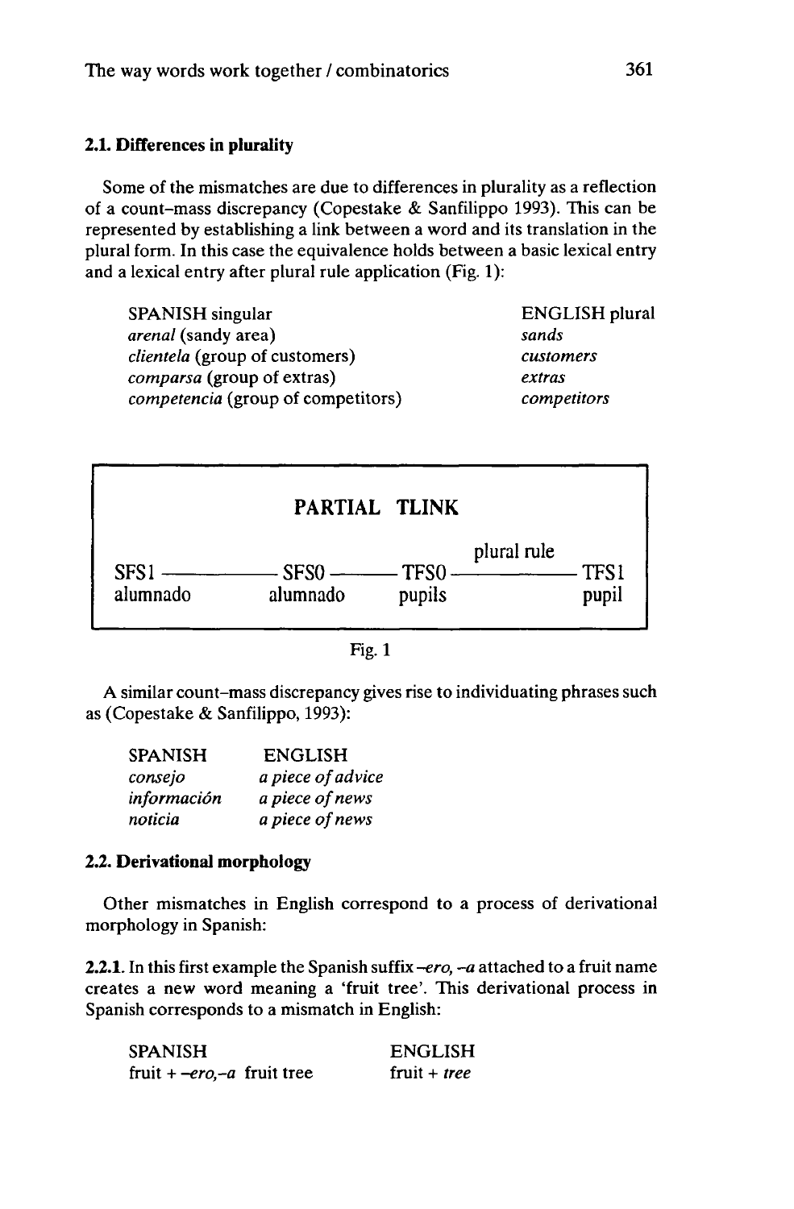### 2.1. Differences in plurality

Some of the mismatches are due to differences in plurality as a reflection of a count–mass discrepancy (Copestake & Sanfilippo 1993). This can be represented by establishing a link between a word and its translation in the plural form. In this case the equivalence holds between a basic lexical entry and a lexical entry after plural rule application (Fig. 1):

| SPANISH singular | ENGLISH plural |
|---|---|
| *arenal* (sandy area) | *sands* |
| *clientela* (group of customers) | *customers* |
| *comparsa* (group of extras) | *extras* |
| *competencia* (group of competitors) | *competitors* |

**PARTIAL TLINK**

```
                                                 plural rule
SFS1 ------------ SFS0 --------- TFS0 ------------------- TFS1
alumnado          alumnado       pupils                   pupil
```

Fig. 1

A similar count–mass discrepancy gives rise to individuating phrases such as (Copestake & Sanfilippo, 1993):

| SPANISH | ENGLISH |
|---|---|
| *consejo* | *a piece of advice* |
| *información* | *a piece of news* |
| *noticia* | *a piece of news* |

### 2.2. Derivational morphology

Other mismatches in English correspond to a process of derivational morphology in Spanish:

**2.2.1.** In this first example the Spanish suffix *-ero, -a* attached to a fruit name creates a new word meaning a 'fruit tree'. This derivational process in Spanish corresponds to a mismatch in English:

| SPANISH | ENGLISH |
|---|---|
| fruit + *-ero,-a* fruit tree | fruit + *tree* |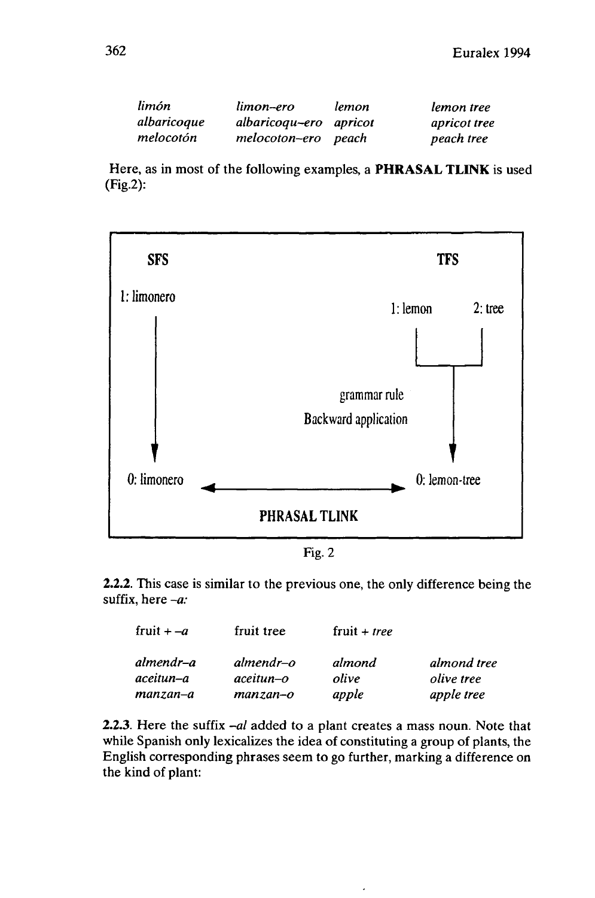| | | | |
|---|---|---|---|
| *limón* | *limon–ero* | *lemon* | *lemon tree* |
| *albaricoque* | *albaricoqu–ero* | *apricot* | *apricot tree* |
| *melocotón* | *melocoton–ero* | *peach* | *peach tree* |

Here, as in most of the following examples, a **PHRASAL TLINK** is used (Fig.2):

```
SFS                                              TFS

1: limonero
                                          1: lemon        2: tree
   |                                         |              |
   |                                         +------+-------+
   |                                                |
   |                          grammar rule          |
   |                       Backward application     |
   v                                                v
0: limonero  <------------------------------>  0: lemon-tree

                      PHRASAL TLINK
```

Fig. 2

**2.2.2.** This case is similar to the previous one, the only difference being the suffix, here *–a:*

| fruit + *–a* | fruit tree | fruit + *tree* | |
|---|---|---|---|
| *almendr–a* | *almendr–o* | *almond* | *almond tree* |
| *aceitun–a* | *aceitun–o* | *olive* | *olive tree* |
| *manzan–a* | *manzan–o* | *apple* | *apple tree* |

**2.2.3.** Here the suffix *–al* added to a plant creates a mass noun. Note that while Spanish only lexicalizes the idea of constituting a group of plants, the English corresponding phrases seem to go further, marking a difference on the kind of plant: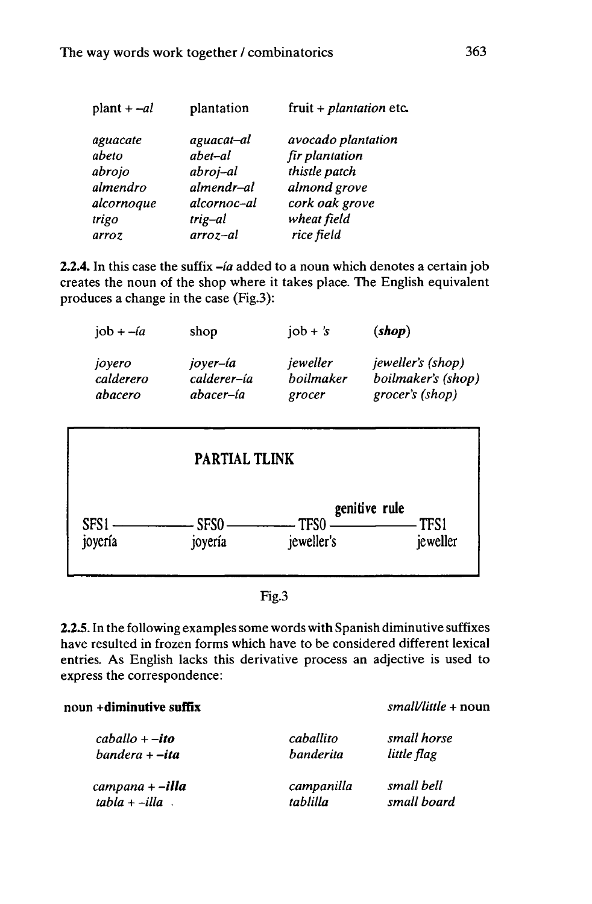| plant + *-al* | plantation | fruit + *plantation* etc. |
|---|---|---|
| *aguacate* | *aguacat–al* | *avocado plantation* |
| *abeto* | *abet–al* | *fir plantation* |
| *abrojo* | *abroj–al* | *thistle patch* |
| *almendro* | *almendr–al* | *almond grove* |
| *alcornoque* | *alcornoc–al* | *cork oak grove* |
| *trigo* | *trig–al* | *wheat field* |
| *arroz* | *arroz–al* | *rice field* |

**2.2.4.** In this case the suffix *–ía* added to a noun which denotes a certain job creates the noun of the shop where it takes place. The English equivalent produces a change in the case (Fig.3):

| job + *–ía* | shop | job + *'s* | ***(shop)*** |
|---|---|---|---|
| *joyero* | *joyer–ía* | *jeweller* | *jeweller's (shop)* |
| *calderero* | *calderer–ía* | *boilmaker* | *boilmaker's (shop)* |
| *abacero* | *abacer–ía* | *grocer* | *grocer's (shop)* |

**PARTIAL TLINK**

```
                                        genitive rule
SFS1 ------------ SFS0 ------------ TFS0 ------------ TFS1
joyería           joyería           jeweller's        jeweller
```

Fig.3

**2.2.5.** In the following examples some words with Spanish diminutive suffixes have resulted in frozen forms which have to be considered different lexical entries. As English lacks this derivative process an adjective is used to express the correspondence:

| **noun +diminutive suffix** | | *small/little* + noun |
|---|---|---|
| *caballo + **–ito*** | *caballito* | *small horse* |
| *bandera + **–ita*** | *banderita* | *little flag* |
| *campana + **–illa*** | *campanilla* | *small bell* |
| *tabla + –illa* . | *tablilla* | *small board* |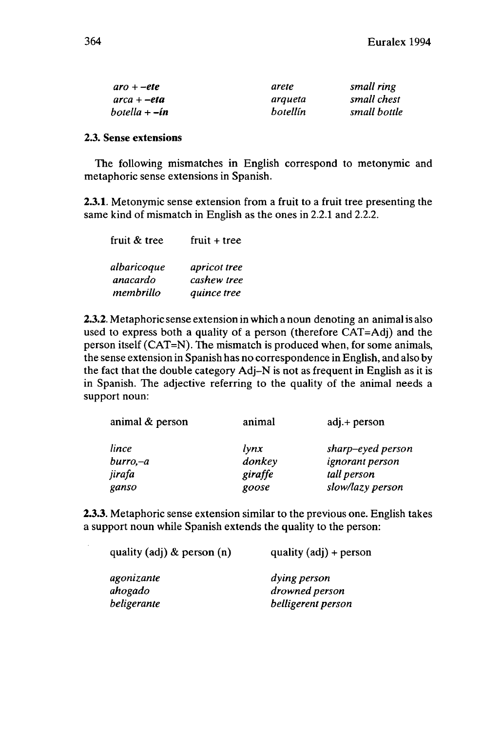| | | |
|---|---|---|
| *aro + **-ete*** | *arete* | *small ring* |
| *arca + **-eta*** | *arqueta* | *small chest* |
| *botella + **-ín*** | *botellín* | *small bottle* |

**2.3. Sense extensions**

The following mismatches in English correspond to metonymic and metaphoric sense extensions in Spanish.

**2.3.1.** Metonymic sense extension from a fruit to a fruit tree presenting the same kind of mismatch in English as the ones in 2.2.1 and 2.2.2.

| fruit & tree | fruit + tree |
|---|---|
| *albaricoque* | *apricot tree* |
| *anacardo* | *cashew tree* |
| *membrillo* | *quince tree* |

**2.3.2.** Metaphoric sense extension in which a noun denoting an animal is also used to express both a quality of a person (therefore CAT=Adj) and the person itself (CAT=N). The mismatch is produced when, for some animals, the sense extension in Spanish has no correspondence in English, and also by the fact that the double category Adj–N is not as frequent in English as it is in Spanish. The adjective referring to the quality of the animal needs a support noun:

| animal & person | animal | adj.+ person |
|---|---|---|
| *lince* | *lynx* | *sharp-eyed person* |
| *burro,-a* | *donkey* | *ignorant person* |
| *jirafa* | *giraffe* | *tall person* |
| *ganso* | *goose* | *slow/lazy person* |

**2.3.3.** Metaphoric sense extension similar to the previous one. English takes a support noun while Spanish extends the quality to the person:

| quality (adj) & person (n) | quality (adj) + person |
|---|---|
| *agonizante* | *dying person* |
| *ahogado* | *drowned person* |
| *beligerante* | *belligerent person* |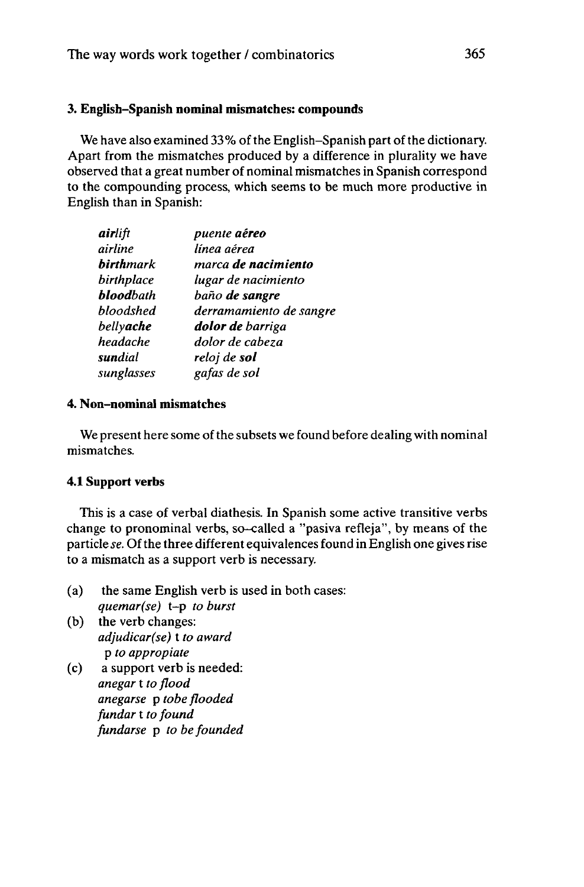### 3. English–Spanish nominal mismatches: compounds

We have also examined 33% of the English–Spanish part of the dictionary. Apart from the mismatches produced by a difference in plurality we have observed that a great number of nominal mismatches in Spanish correspond to the compounding process, which seems to be much more productive in English than in Spanish:

| | |
|---|---|
| ***air**lift* | *puente **aéreo*** |
| *airline* | *línea aérea* |
| ***birth**mark* | *marca **de nacimiento*** |
| *birthplace* | *lugar de nacimiento* |
| ***blood**bath* | *baño **de sangre*** |
| *bloodshed* | *derramamiento de sangre* |
| *belly**ache*** | ***dolor de** barriga* |
| *headache* | *dolor de cabeza* |
| ***sun**dial* | *reloj de **sol*** |
| *sunglasses* | *gafas de sol* |

### 4. Non-nominal mismatches

We present here some of the subsets we found before dealing with nominal mismatches.

### 4.1 Support verbs

This is a case of verbal diathesis. In Spanish some active transitive verbs change to pronominal verbs, so-called a "pasiva refleja", by means of the particle *se*. Of the three different equivalences found in English one gives rise to a mismatch as a support verb is necessary.

(a) the same English verb is used in both cases:
*quemar(se)* t–p *to burst*

(b) the verb changes:
*adjudicar(se)* t *to award*
p *to appropiate*

(c) a support verb is needed:
*anegar* t *to flood*
*anegarse* p *tobe flooded*
*fundar* t *to found*
*fundarse* p *to be founded*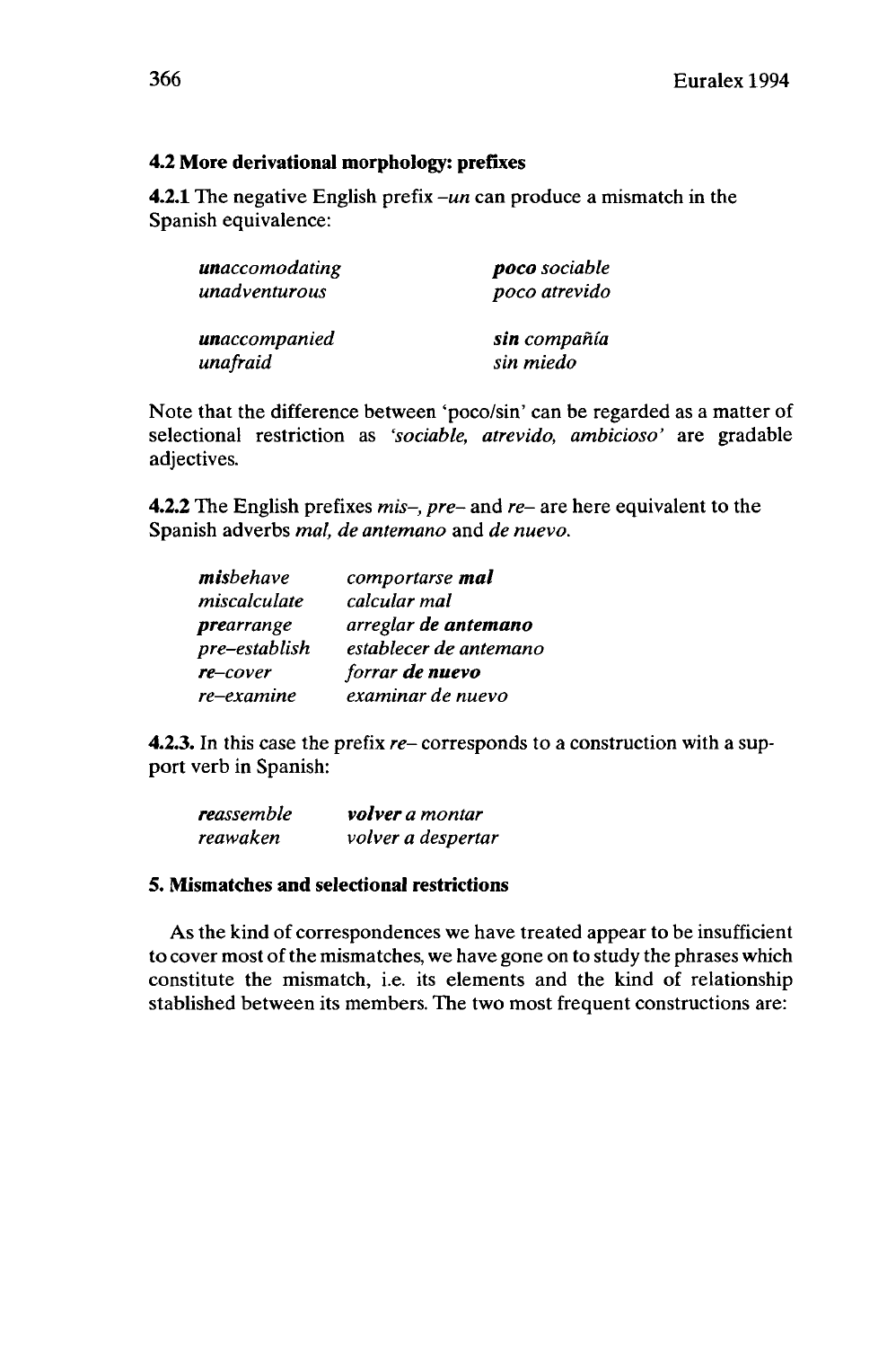### 4.2 More derivational morphology: prefixes

**4.2.1** The negative English prefix *–un* can produce a mismatch in the Spanish equivalence:

| | |
|---|---|
| ***un**accomodating* | ***poco** sociable* |
| *unadventurous* | *poco atrevido* |
| ***un**accompanied* | ***sin** compañía* |
| *unafraid* | *sin miedo* |

Note that the difference between 'poco/sin' can be regarded as a matter of selectional restriction as *'sociable, atrevido, ambicioso'* are gradable adjectives.

**4.2.2** The English prefixes *mis–, pre–* and *re–* are here equivalent to the Spanish adverbs *mal, de antemano* and *de nuevo*.

| | |
|---|---|
| ***mis**behave* | *comportarse **mal*** |
| *miscalculate* | *calcular mal* |
| ***pre**arrange* | *arreglar **de antemano*** |
| *pre–establish* | *establecer de antemano* |
| ***re**–cover* | *forrar **de nuevo*** |
| *re–examine* | *examinar de nuevo* |

**4.2.3.** In this case the prefix *re–* corresponds to a construction with a support verb in Spanish:

| | |
|---|---|
| ***re**assemble* | ***volver** a montar* |
| *reawaken* | *volver a despertar* |

### 5. Mismatches and selectional restrictions

As the kind of correspondences we have treated appear to be insufficient to cover most of the mismatches, we have gone on to study the phrases which constitute the mismatch, i.e. its elements and the kind of relationship stablished between its members. The two most frequent constructions are: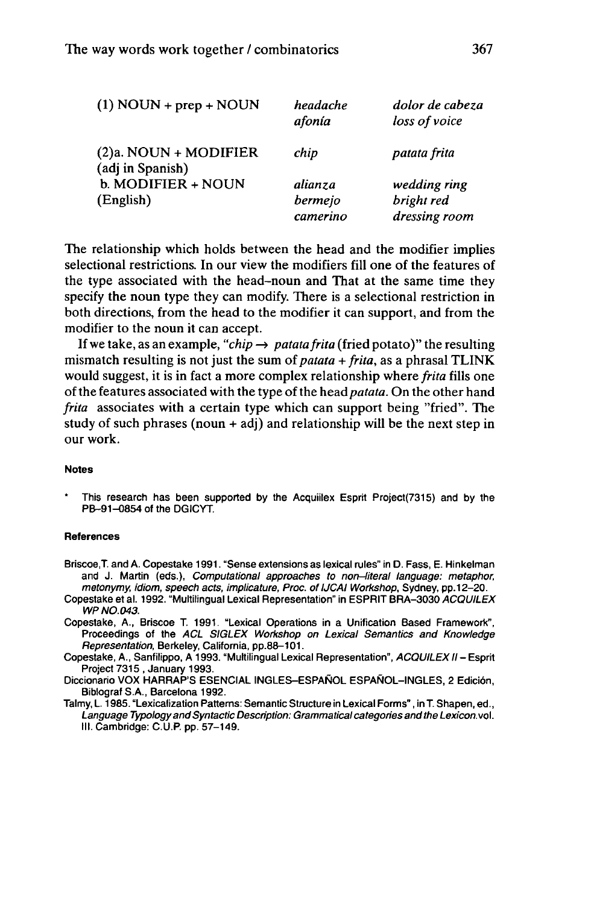| | | |
|---|---|---|
| (1) NOUN + prep + NOUN | *headache* | *dolor de cabeza* |
| | *afonía* | *loss of voice* |
| (2)a. NOUN + MODIFIER (adj in Spanish) | *chip* | *patata frita* |
| b. MODIFIER + NOUN (English) | *alianza* | *wedding ring* |
| | *bermejo* | *bright red* |
| | *camerino* | *dressing room* |

The relationship which holds between the head and the modifier implies selectional restrictions. In our view the modifiers fill one of the features of the type associated with the head–noun and That at the same time they specify the noun type they can modify. There is a selectional restriction in both directions, from the head to the modifier it can support, and from the modifier to the noun it can accept.

If we take, as an example, *"chip* → *patata frita* (fried potato)" the resulting mismatch resulting is not just the sum of *patata* + *frita*, as a phrasal TLINK would suggest, it is in fact a more complex relationship where *frita* fills one of the features associated with the type of the head *patata*. On the other hand *frita* associates with a certain type which can support being "fried". The study of such phrases (noun + adj) and relationship will be the next step in our work.

#### Notes

\* This research has been supported by the Acquiilex Esprit Project(7315) and by the PB–91–0854 of the DGICYT.

#### References

Briscoe,T. and A. Copestake 1991. "Sense extensions as lexical rules" in D. Fass, E. Hinkelman and J. Martin (eds.), *Computational approaches to non–literal language: metaphor, metonymy, idiom, speech acts, implicature, Proc. of IJCAI Workshop*, Sydney, pp.12–20.

Copestake et al. 1992. "Multilingual Lexical Representation" in ESPRIT BRA–3030 *ACQUILEX WP NO.043.*

Copestake, A., Briscoe T. 1991. "Lexical Operations in a Unification Based Framework", Proceedings of the *ACL SIGLEX Workshop on Lexical Semantics and Knowledge Representation*, Berkeley, California, pp.88–101.

Copestake, A., Sanfilippo, A 1993. "Multilingual Lexical Representation", *ACQUILEX II* – Esprit Project 7315 , January 1993.

Diccionario VOX HARRAP'S ESENCIAL INGLES–ESPAÑOL ESPAÑOL–INGLES, 2 Edición, Biblograf S.A., Barcelona 1992.

Talmy, L. 1985. "Lexicalization Patterns: Semantic Structure in Lexical Forms", in T. Shapen, ed., *Language Typology and Syntactic Description: Grammatical categories and the Lexicon.* vol. III. Cambridge: C.U.P. pp. 57–149.